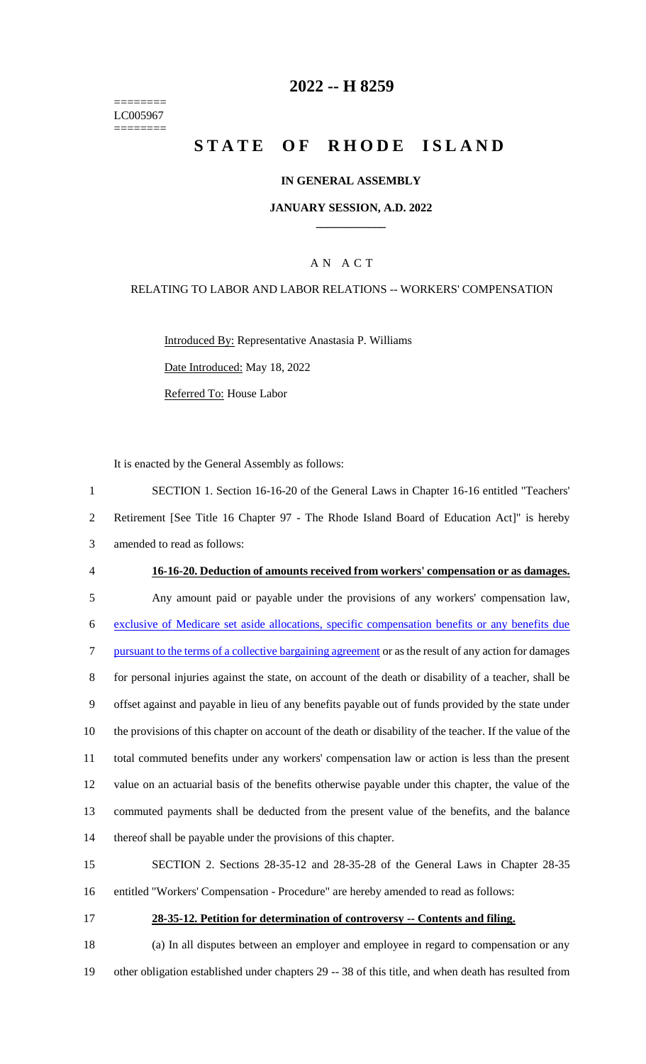========
LC005967
========

# 2022 -- H 8259

# STATE OF RHODE ISLAND

## IN GENERAL ASSEMBLY

### JANUARY SESSION, A.D. 2022

---

## A N A C T

RELATING TO LABOR AND LABOR RELATIONS -- WORKERS' COMPENSATION

Introduced By: Representative Anastasia P. Williams

Date Introduced: May 18, 2022

Referred To: House Labor

It is enacted by the General Assembly as follows:

1 SECTION 1. Section 16-16-20 of the General Laws in Chapter 16-16 entitled "Teachers'
2 Retirement [See Title 16 Chapter 97 - The Rhode Island Board of Education Act]" is hereby
3 amended to read as follows:

4 **16-16-20. Deduction of amounts received from workers' compensation or as damages.**

5 Any amount paid or payable under the provisions of any workers' compensation law,
6 exclusive of Medicare set aside allocations, specific compensation benefits or any benefits due
7 pursuant to the terms of a collective bargaining agreement or as the result of any action for damages
8 for personal injuries against the state, on account of the death or disability of a teacher, shall be
9 offset against and payable in lieu of any benefits payable out of funds provided by the state under
10 the provisions of this chapter on account of the death or disability of the teacher. If the value of the
11 total commuted benefits under any workers' compensation law or action is less than the present
12 value on an actuarial basis of the benefits otherwise payable under this chapter, the value of the
13 commuted payments shall be deducted from the present value of the benefits, and the balance
14 thereof shall be payable under the provisions of this chapter.

15 SECTION 2. Sections 28-35-12 and 28-35-28 of the General Laws in Chapter 28-35
16 entitled "Workers' Compensation - Procedure" are hereby amended to read as follows:

17 **28-35-12. Petition for determination of controversy -- Contents and filing.**

18 (a) In all disputes between an employer and employee in regard to compensation or any
19 other obligation established under chapters 29 -- 38 of this title, and when death has resulted from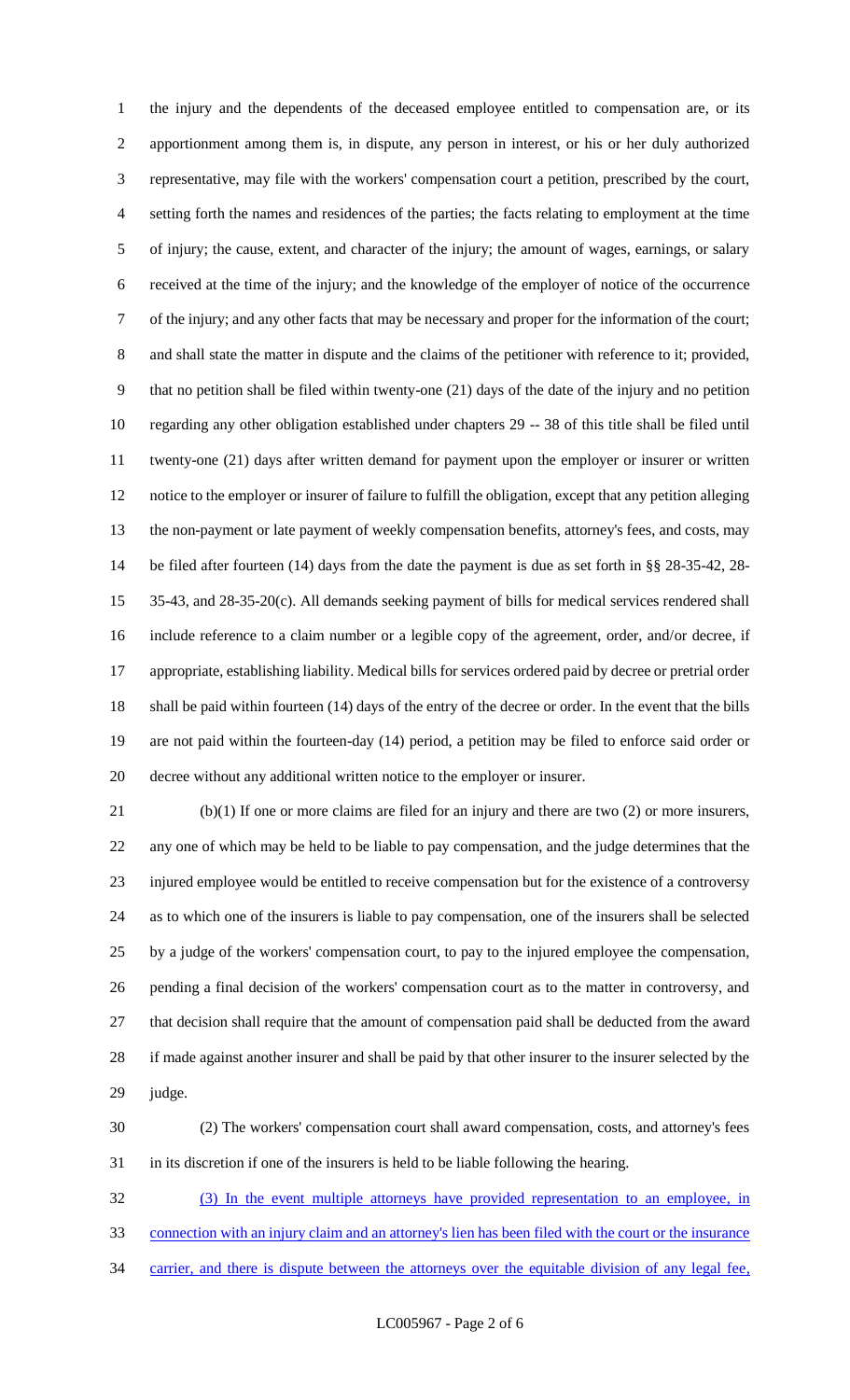the injury and the dependents of the deceased employee entitled to compensation are, or its apportionment among them is, in dispute, any person in interest, or his or her duly authorized representative, may file with the workers' compensation court a petition, prescribed by the court, setting forth the names and residences of the parties; the facts relating to employment at the time of injury; the cause, extent, and character of the injury; the amount of wages, earnings, or salary received at the time of the injury; and the knowledge of the employer of notice of the occurrence of the injury; and any other facts that may be necessary and proper for the information of the court; and shall state the matter in dispute and the claims of the petitioner with reference to it; provided, that no petition shall be filed within twenty-one (21) days of the date of the injury and no petition regarding any other obligation established under chapters 29 -- 38 of this title shall be filed until twenty-one (21) days after written demand for payment upon the employer or insurer or written notice to the employer or insurer of failure to fulfill the obligation, except that any petition alleging the non-payment or late payment of weekly compensation benefits, attorney's fees, and costs, may be filed after fourteen (14) days from the date the payment is due as set forth in §§ 28-35-42, 28-35-43, and 28-35-20(c). All demands seeking payment of bills for medical services rendered shall include reference to a claim number or a legible copy of the agreement, order, and/or decree, if appropriate, establishing liability. Medical bills for services ordered paid by decree or pretrial order shall be paid within fourteen (14) days of the entry of the decree or order. In the event that the bills are not paid within the fourteen-day (14) period, a petition may be filed to enforce said order or decree without any additional written notice to the employer or insurer.

(b)(1) If one or more claims are filed for an injury and there are two (2) or more insurers, any one of which may be held to be liable to pay compensation, and the judge determines that the injured employee would be entitled to receive compensation but for the existence of a controversy as to which one of the insurers is liable to pay compensation, one of the insurers shall be selected by a judge of the workers' compensation court, to pay to the injured employee the compensation, pending a final decision of the workers' compensation court as to the matter in controversy, and that decision shall require that the amount of compensation paid shall be deducted from the award if made against another insurer and shall be paid by that other insurer to the insurer selected by the judge.

(2) The workers' compensation court shall award compensation, costs, and attorney's fees in its discretion if one of the insurers is held to be liable following the hearing.

(3) In the event multiple attorneys have provided representation to an employee, in connection with an injury claim and an attorney's lien has been filed with the court or the insurance carrier, and there is dispute between the attorneys over the equitable division of any legal fee,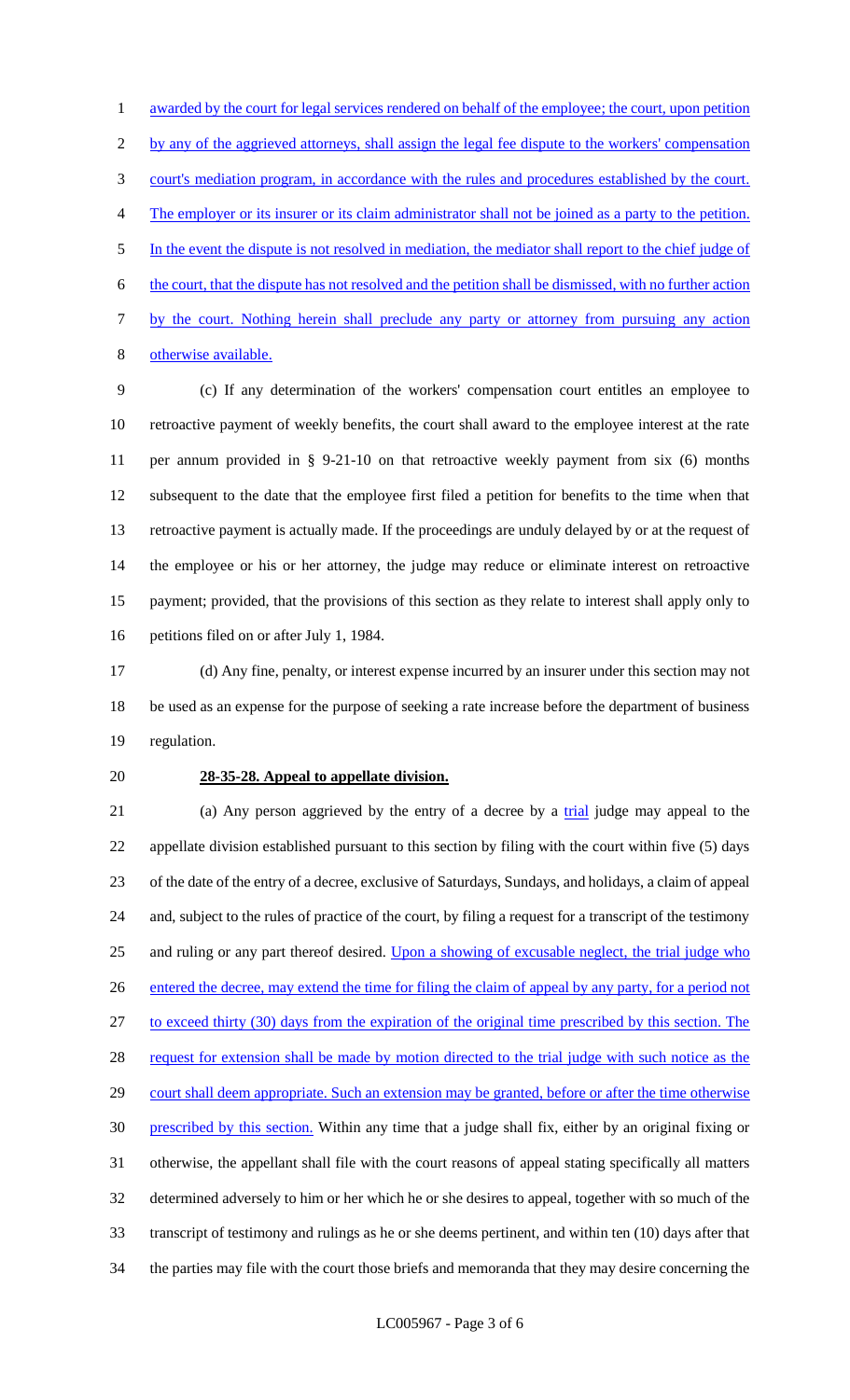awarded by the court for legal services rendered on behalf of the employee; the court, upon petition by any of the aggrieved attorneys, shall assign the legal fee dispute to the workers' compensation court's mediation program, in accordance with the rules and procedures established by the court. The employer or its insurer or its claim administrator shall not be joined as a party to the petition. In the event the dispute is not resolved in mediation, the mediator shall report to the chief judge of the court, that the dispute has not resolved and the petition shall be dismissed, with no further action by the court. Nothing herein shall preclude any party or attorney from pursuing any action otherwise available.

(c) If any determination of the workers' compensation court entitles an employee to retroactive payment of weekly benefits, the court shall award to the employee interest at the rate per annum provided in § 9-21-10 on that retroactive weekly payment from six (6) months subsequent to the date that the employee first filed a petition for benefits to the time when that retroactive payment is actually made. If the proceedings are unduly delayed by or at the request of the employee or his or her attorney, the judge may reduce or eliminate interest on retroactive payment; provided, that the provisions of this section as they relate to interest shall apply only to petitions filed on or after July 1, 1984.

(d) Any fine, penalty, or interest expense incurred by an insurer under this section may not be used as an expense for the purpose of seeking a rate increase before the department of business regulation.

**28-35-28. Appeal to appellate division.**

(a) Any person aggrieved by the entry of a decree by a trial judge may appeal to the appellate division established pursuant to this section by filing with the court within five (5) days of the date of the entry of a decree, exclusive of Saturdays, Sundays, and holidays, a claim of appeal and, subject to the rules of practice of the court, by filing a request for a transcript of the testimony and ruling or any part thereof desired. Upon a showing of excusable neglect, the trial judge who entered the decree, may extend the time for filing the claim of appeal by any party, for a period not to exceed thirty (30) days from the expiration of the original time prescribed by this section. The request for extension shall be made by motion directed to the trial judge with such notice as the court shall deem appropriate. Such an extension may be granted, before or after the time otherwise prescribed by this section. Within any time that a judge shall fix, either by an original fixing or otherwise, the appellant shall file with the court reasons of appeal stating specifically all matters determined adversely to him or her which he or she desires to appeal, together with so much of the transcript of testimony and rulings as he or she deems pertinent, and within ten (10) days after that the parties may file with the court those briefs and memoranda that they may desire concerning the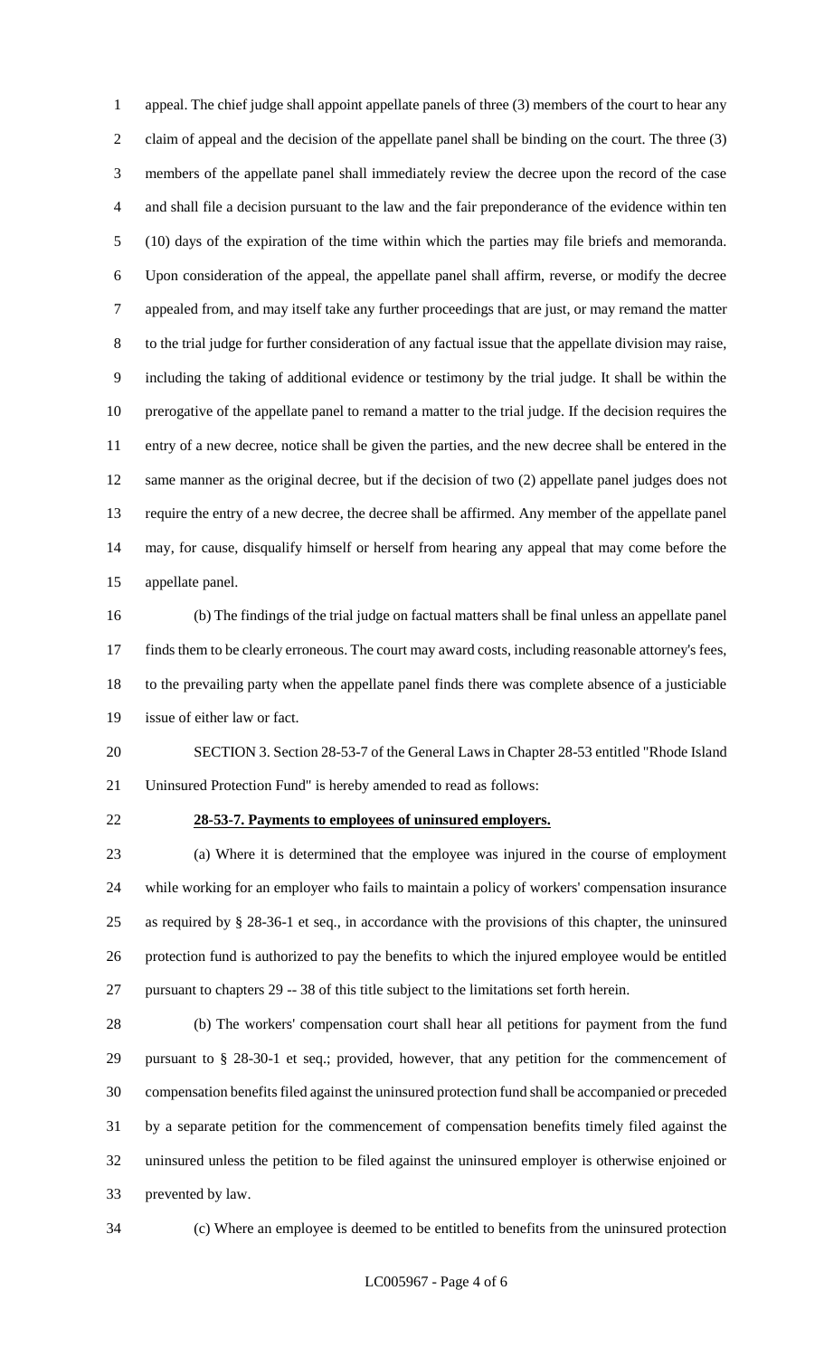appeal. The chief judge shall appoint appellate panels of three (3) members of the court to hear any claim of appeal and the decision of the appellate panel shall be binding on the court. The three (3) members of the appellate panel shall immediately review the decree upon the record of the case and shall file a decision pursuant to the law and the fair preponderance of the evidence within ten (10) days of the expiration of the time within which the parties may file briefs and memoranda. Upon consideration of the appeal, the appellate panel shall affirm, reverse, or modify the decree appealed from, and may itself take any further proceedings that are just, or may remand the matter to the trial judge for further consideration of any factual issue that the appellate division may raise, including the taking of additional evidence or testimony by the trial judge. It shall be within the prerogative of the appellate panel to remand a matter to the trial judge. If the decision requires the entry of a new decree, notice shall be given the parties, and the new decree shall be entered in the same manner as the original decree, but if the decision of two (2) appellate panel judges does not require the entry of a new decree, the decree shall be affirmed. Any member of the appellate panel may, for cause, disqualify himself or herself from hearing any appeal that may come before the appellate panel.

(b) The findings of the trial judge on factual matters shall be final unless an appellate panel finds them to be clearly erroneous. The court may award costs, including reasonable attorney's fees, to the prevailing party when the appellate panel finds there was complete absence of a justiciable issue of either law or fact.

SECTION 3. Section 28-53-7 of the General Laws in Chapter 28-53 entitled "Rhode Island Uninsured Protection Fund" is hereby amended to read as follows:

**28-53-7. Payments to employees of uninsured employers.**

(a) Where it is determined that the employee was injured in the course of employment while working for an employer who fails to maintain a policy of workers' compensation insurance as required by § 28-36-1 et seq., in accordance with the provisions of this chapter, the uninsured protection fund is authorized to pay the benefits to which the injured employee would be entitled pursuant to chapters 29 -- 38 of this title subject to the limitations set forth herein.

(b) The workers' compensation court shall hear all petitions for payment from the fund pursuant to § 28-30-1 et seq.; provided, however, that any petition for the commencement of compensation benefits filed against the uninsured protection fund shall be accompanied or preceded by a separate petition for the commencement of compensation benefits timely filed against the uninsured unless the petition to be filed against the uninsured employer is otherwise enjoined or prevented by law.

(c) Where an employee is deemed to be entitled to benefits from the uninsured protection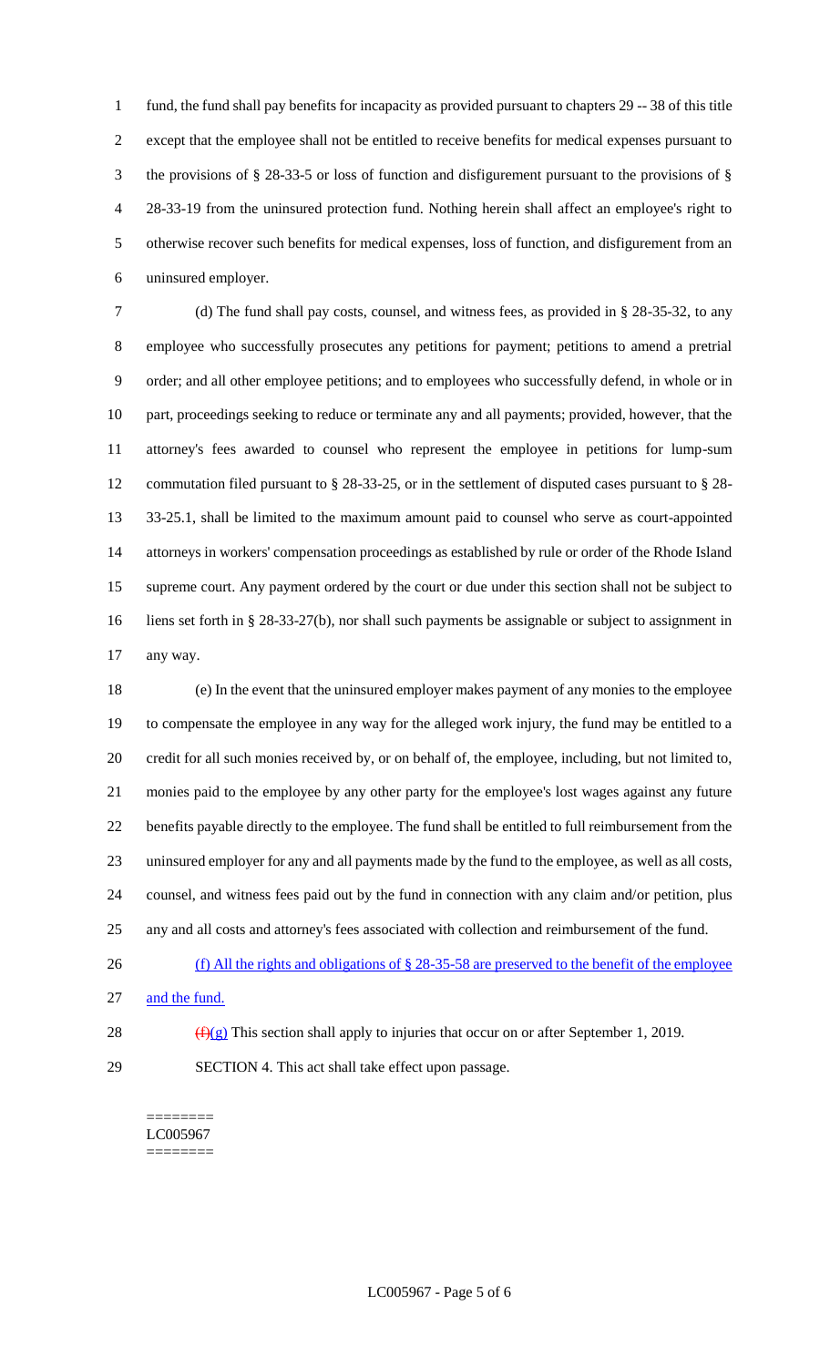fund, the fund shall pay benefits for incapacity as provided pursuant to chapters 29 -- 38 of this title except that the employee shall not be entitled to receive benefits for medical expenses pursuant to the provisions of § 28-33-5 or loss of function and disfigurement pursuant to the provisions of § 28-33-19 from the uninsured protection fund. Nothing herein shall affect an employee's right to otherwise recover such benefits for medical expenses, loss of function, and disfigurement from an uninsured employer.

(d) The fund shall pay costs, counsel, and witness fees, as provided in § 28-35-32, to any employee who successfully prosecutes any petitions for payment; petitions to amend a pretrial order; and all other employee petitions; and to employees who successfully defend, in whole or in part, proceedings seeking to reduce or terminate any and all payments; provided, however, that the attorney's fees awarded to counsel who represent the employee in petitions for lump-sum commutation filed pursuant to § 28-33-25, or in the settlement of disputed cases pursuant to § 28-33-25.1, shall be limited to the maximum amount paid to counsel who serve as court-appointed attorneys in workers' compensation proceedings as established by rule or order of the Rhode Island supreme court. Any payment ordered by the court or due under this section shall not be subject to liens set forth in § 28-33-27(b), nor shall such payments be assignable or subject to assignment in any way.

(e) In the event that the uninsured employer makes payment of any monies to the employee to compensate the employee in any way for the alleged work injury, the fund may be entitled to a credit for all such monies received by, or on behalf of, the employee, including, but not limited to, monies paid to the employee by any other party for the employee's lost wages against any future benefits payable directly to the employee. The fund shall be entitled to full reimbursement from the uninsured employer for any and all payments made by the fund to the employee, as well as all costs, counsel, and witness fees paid out by the fund in connection with any claim and/or petition, plus any and all costs and attorney's fees associated with collection and reimbursement of the fund.

(f) All the rights and obligations of § 28-35-58 are preserved to the benefit of the employee and the fund.

~~(f)~~(g) This section shall apply to injuries that occur on or after September 1, 2019.

SECTION 4. This act shall take effect upon passage.

========
LC005967
========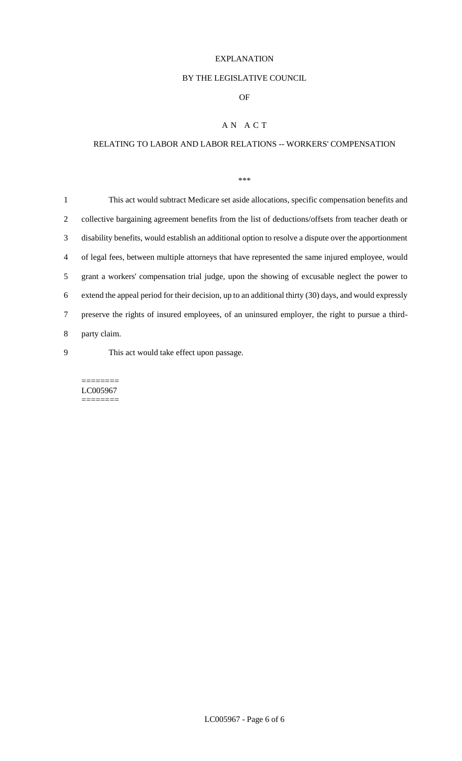EXPLANATION

BY THE LEGISLATIVE COUNCIL

OF

A N A C T

RELATING TO LABOR AND LABOR RELATIONS -- WORKERS' COMPENSATION

\*\*\*

This act would subtract Medicare set aside allocations, specific compensation benefits and collective bargaining agreement benefits from the list of deductions/offsets from teacher death or disability benefits, would establish an additional option to resolve a dispute over the apportionment of legal fees, between multiple attorneys that have represented the same injured employee, would grant a workers' compensation trial judge, upon the showing of excusable neglect the power to extend the appeal period for their decision, up to an additional thirty (30) days, and would expressly preserve the rights of insured employees, of an uninsured employer, the right to pursue a third-party claim.

This act would take effect upon passage.

========
LC005967
========